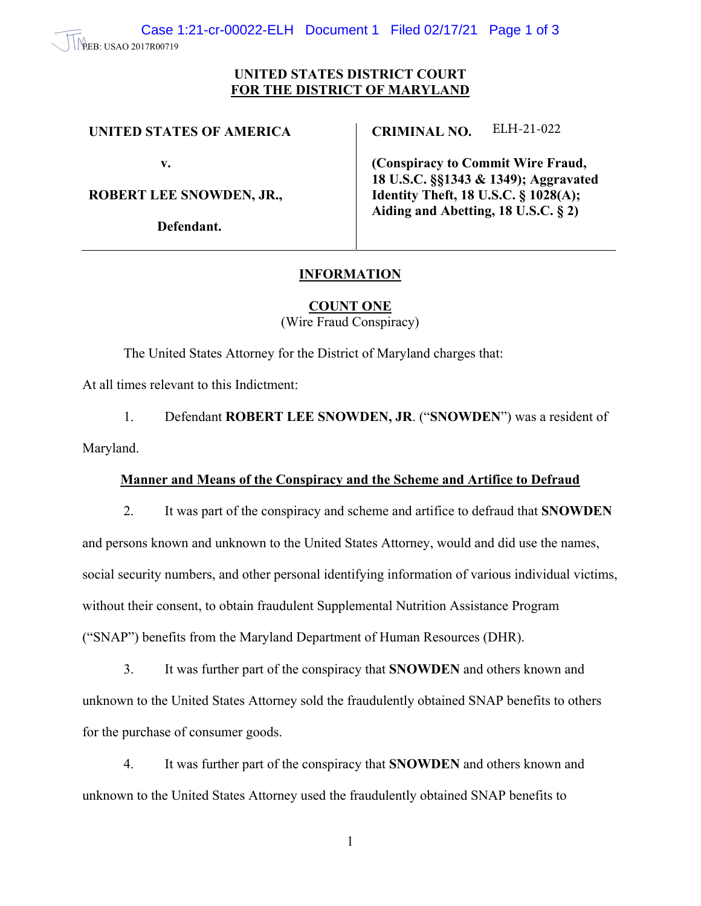PEB: USAO 2017R00719

**UNITED STATES DISTRICT COURT**
**FOR THE DISTRICT OF MARYLAND**

| | |
|---|---|
| **UNITED STATES OF AMERICA** | **CRIMINAL NO.** ELH-21-022 |
| **v.** | **(Conspiracy to Commit Wire Fraud, 18 U.S.C. §§1343 & 1349); Aggravated Identity Theft, 18 U.S.C. § 1028(A); Aiding and Abetting, 18 U.S.C. § 2)** |
| **ROBERT LEE SNOWDEN, JR.,** | |
| **Defendant.** | |

## INFORMATION

### COUNT ONE
(Wire Fraud Conspiracy)

The United States Attorney for the District of Maryland charges that:

At all times relevant to this Indictment:

1. Defendant **ROBERT LEE SNOWDEN, JR**. ("**SNOWDEN**") was a resident of Maryland.

**Manner and Means of the Conspiracy and the Scheme and Artifice to Defraud**

2. It was part of the conspiracy and scheme and artifice to defraud that **SNOWDEN** and persons known and unknown to the United States Attorney, would and did use the names, social security numbers, and other personal identifying information of various individual victims, without their consent, to obtain fraudulent Supplemental Nutrition Assistance Program ("SNAP") benefits from the Maryland Department of Human Resources (DHR).

3. It was further part of the conspiracy that **SNOWDEN** and others known and unknown to the United States Attorney sold the fraudulently obtained SNAP benefits to others for the purchase of consumer goods.

4. It was further part of the conspiracy that **SNOWDEN** and others known and unknown to the United States Attorney used the fraudulently obtained SNAP benefits to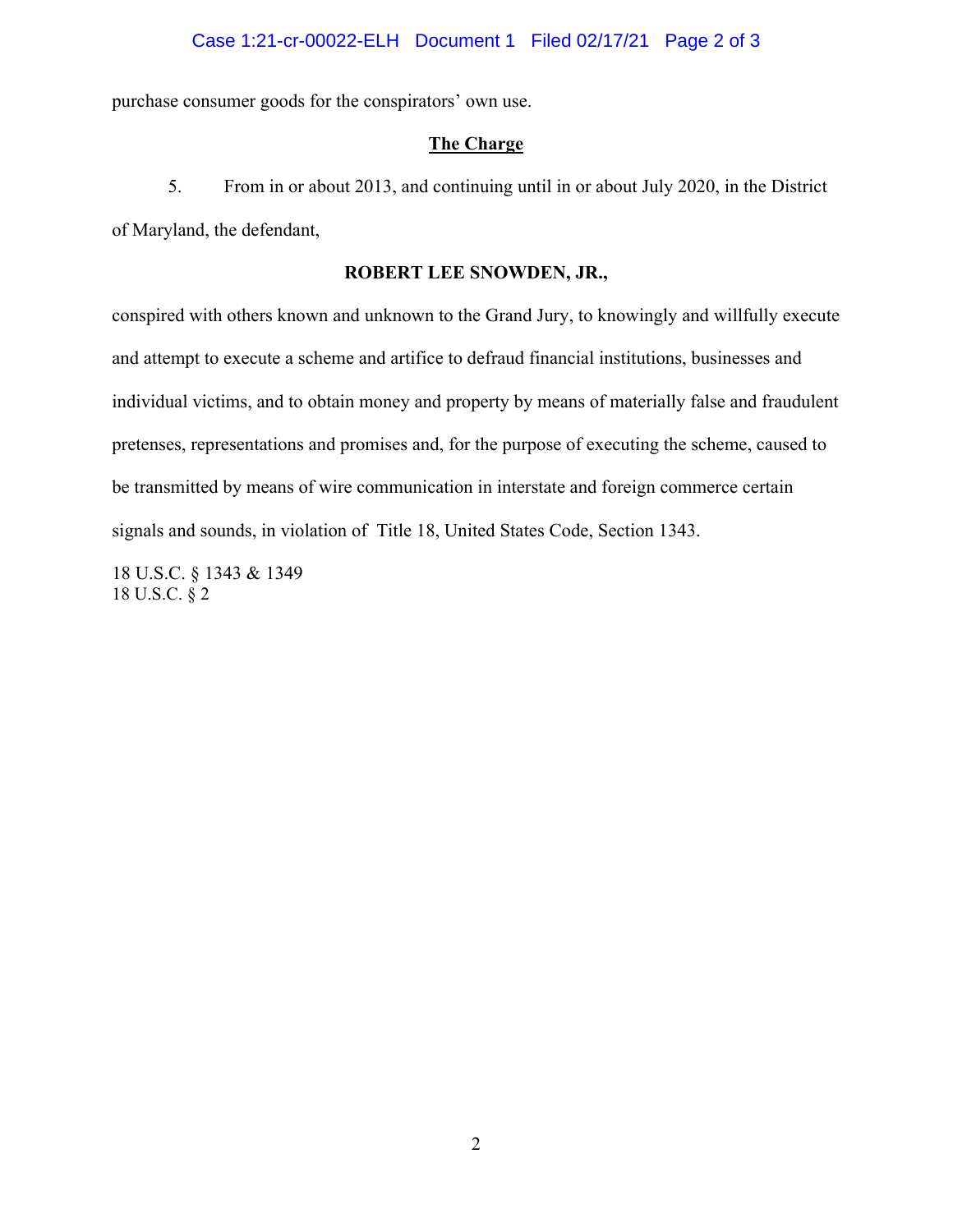purchase consumer goods for the conspirators' own use.

## The Charge

5. From in or about 2013, and continuing until in or about July 2020, in the District of Maryland, the defendant,

**ROBERT LEE SNOWDEN, JR.,**

conspired with others known and unknown to the Grand Jury, to knowingly and willfully execute and attempt to execute a scheme and artifice to defraud financial institutions, businesses and individual victims, and to obtain money and property by means of materially false and fraudulent pretenses, representations and promises and, for the purpose of executing the scheme, caused to be transmitted by means of wire communication in interstate and foreign commerce certain signals and sounds, in violation of Title 18, United States Code, Section 1343.

18 U.S.C. § 1343 & 1349
18 U.S.C. § 2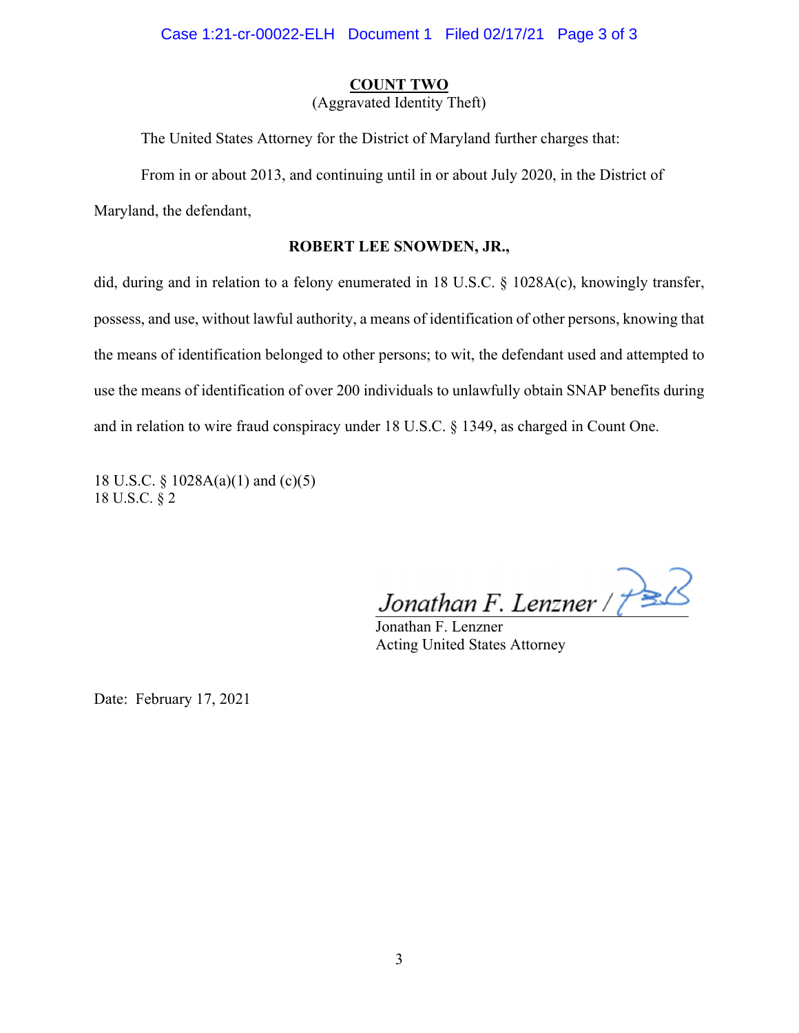**COUNT TWO**
(Aggravated Identity Theft)

The United States Attorney for the District of Maryland further charges that:

From in or about 2013, and continuing until in or about July 2020, in the District of Maryland, the defendant,

**ROBERT LEE SNOWDEN, JR.,**

did, during and in relation to a felony enumerated in 18 U.S.C. § 1028A(c), knowingly transfer, possess, and use, without lawful authority, a means of identification of other persons, knowing that the means of identification belonged to other persons; to wit, the defendant used and attempted to use the means of identification of over 200 individuals to unlawfully obtain SNAP benefits during and in relation to wire fraud conspiracy under 18 U.S.C. § 1349, as charged in Count One.

18 U.S.C. § 1028A(a)(1) and (c)(5)
18 U.S.C. § 2

*Jonathan F. Lenzner* /
Jonathan F. Lenzner
Acting United States Attorney

Date: February 17, 2021